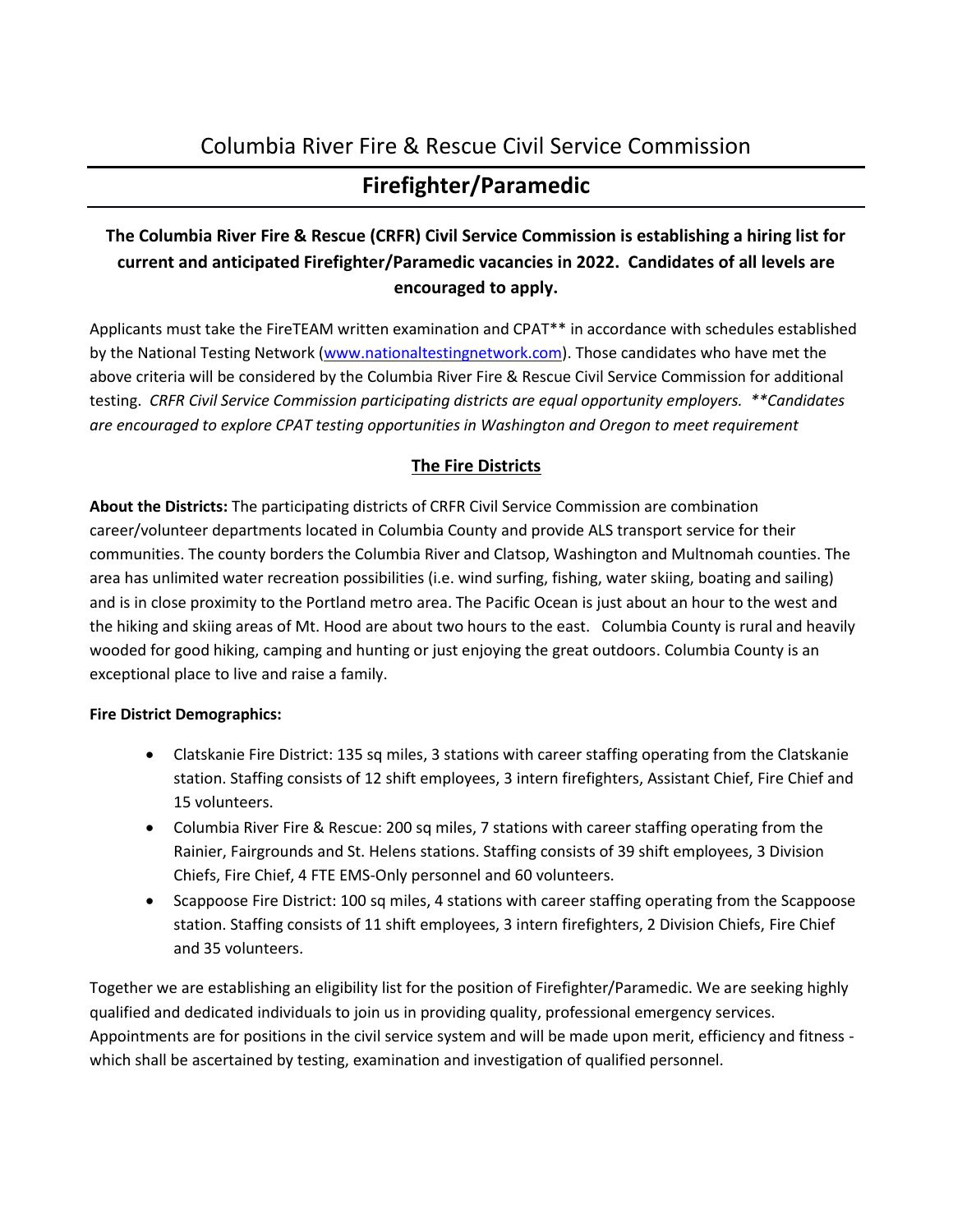# Columbia River Fire & Rescue Civil Service Commission

## Firefighter/Paramedic

**The Columbia River Fire & Rescue (CRFR) Civil Service Commission is establishing a hiring list for current and anticipated Firefighter/Paramedic vacancies in 2022. Candidates of all levels are encouraged to apply.**

Applicants must take the FireTEAM written examination and CPAT** in accordance with schedules established by the National Testing Network (www.nationaltestingnetwork.com). Those candidates who have met the above criteria will be considered by the Columbia River Fire & Rescue Civil Service Commission for additional testing. *CRFR Civil Service Commission participating districts are equal opportunity employers. **Candidates are encouraged to explore CPAT testing opportunities in Washington and Oregon to meet requirement*

### The Fire Districts

**About the Districts:** The participating districts of CRFR Civil Service Commission are combination career/volunteer departments located in Columbia County and provide ALS transport service for their communities. The county borders the Columbia River and Clatsop, Washington and Multnomah counties. The area has unlimited water recreation possibilities (i.e. wind surfing, fishing, water skiing, boating and sailing) and is in close proximity to the Portland metro area. The Pacific Ocean is just about an hour to the west and the hiking and skiing areas of Mt. Hood are about two hours to the east. Columbia County is rural and heavily wooded for good hiking, camping and hunting or just enjoying the great outdoors. Columbia County is an exceptional place to live and raise a family.

**Fire District Demographics:**

- Clatskanie Fire District: 135 sq miles, 3 stations with career staffing operating from the Clatskanie station. Staffing consists of 12 shift employees, 3 intern firefighters, Assistant Chief, Fire Chief and 15 volunteers.
- Columbia River Fire & Rescue: 200 sq miles, 7 stations with career staffing operating from the Rainier, Fairgrounds and St. Helens stations. Staffing consists of 39 shift employees, 3 Division Chiefs, Fire Chief, 4 FTE EMS-Only personnel and 60 volunteers.
- Scappoose Fire District: 100 sq miles, 4 stations with career staffing operating from the Scappoose station. Staffing consists of 11 shift employees, 3 intern firefighters, 2 Division Chiefs, Fire Chief and 35 volunteers.

Together we are establishing an eligibility list for the position of Firefighter/Paramedic. We are seeking highly qualified and dedicated individuals to join us in providing quality, professional emergency services. Appointments are for positions in the civil service system and will be made upon merit, efficiency and fitness - which shall be ascertained by testing, examination and investigation of qualified personnel.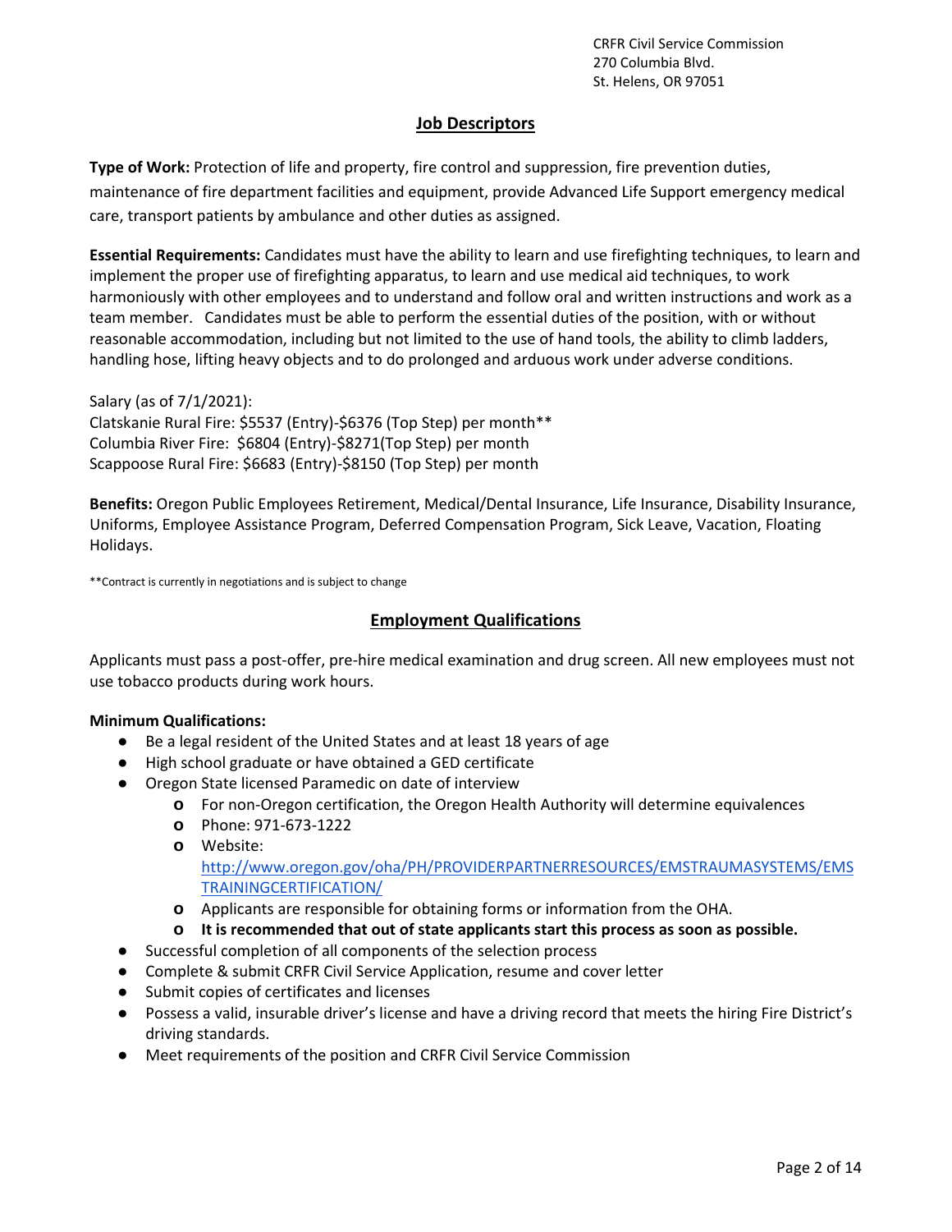CRFR Civil Service Commission
270 Columbia Blvd.
St. Helens, OR 97051

## Job Descriptors

**Type of Work:** Protection of life and property, fire control and suppression, fire prevention duties, maintenance of fire department facilities and equipment, provide Advanced Life Support emergency medical care, transport patients by ambulance and other duties as assigned.

**Essential Requirements:** Candidates must have the ability to learn and use firefighting techniques, to learn and implement the proper use of firefighting apparatus, to learn and use medical aid techniques, to work harmoniously with other employees and to understand and follow oral and written instructions and work as a team member. Candidates must be able to perform the essential duties of the position, with or without reasonable accommodation, including but not limited to the use of hand tools, the ability to climb ladders, handling hose, lifting heavy objects and to do prolonged and arduous work under adverse conditions.

Salary (as of 7/1/2021):
Clatskanie Rural Fire: $5537 (Entry)-$6376 (Top Step) per month**
Columbia River Fire: $6804 (Entry)-$8271(Top Step) per month
Scappoose Rural Fire: $6683 (Entry)-$8150 (Top Step) per month

**Benefits:** Oregon Public Employees Retirement, Medical/Dental Insurance, Life Insurance, Disability Insurance, Uniforms, Employee Assistance Program, Deferred Compensation Program, Sick Leave, Vacation, Floating Holidays.

**Contract is currently in negotiations and is subject to change

## Employment Qualifications

Applicants must pass a post-offer, pre-hire medical examination and drug screen. All new employees must not use tobacco products during work hours.

**Minimum Qualifications:**

- Be a legal resident of the United States and at least 18 years of age
- High school graduate or have obtained a GED certificate
- Oregon State licensed Paramedic on date of interview
  - For non-Oregon certification, the Oregon Health Authority will determine equivalences
  - Phone: 971-673-1222
  - Website: http://www.oregon.gov/oha/PH/PROVIDERPARTNERRESOURCES/EMSTRAUMASYSTEMS/EMSTRAININGCERTIFICATION/
  - Applicants are responsible for obtaining forms or information from the OHA.
  - **It is recommended that out of state applicants start this process as soon as possible.**
- Successful completion of all components of the selection process
- Complete & submit CRFR Civil Service Application, resume and cover letter
- Submit copies of certificates and licenses
- Possess a valid, insurable driver's license and have a driving record that meets the hiring Fire District's driving standards.
- Meet requirements of the position and CRFR Civil Service Commission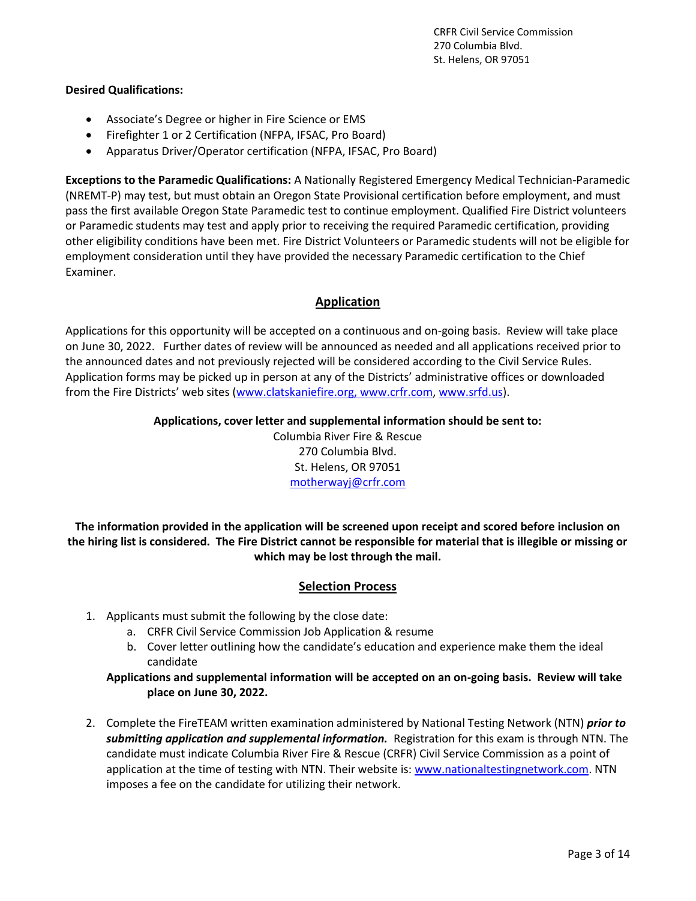**Desired Qualifications:**

- Associate's Degree or higher in Fire Science or EMS
- Firefighter 1 or 2 Certification (NFPA, IFSAC, Pro Board)
- Apparatus Driver/Operator certification (NFPA, IFSAC, Pro Board)

**Exceptions to the Paramedic Qualifications:** A Nationally Registered Emergency Medical Technician-Paramedic (NREMT-P) may test, but must obtain an Oregon State Provisional certification before employment, and must pass the first available Oregon State Paramedic test to continue employment. Qualified Fire District volunteers or Paramedic students may test and apply prior to receiving the required Paramedic certification, providing other eligibility conditions have been met. Fire District Volunteers or Paramedic students will not be eligible for employment consideration until they have provided the necessary Paramedic certification to the Chief Examiner.

## Application

Applications for this opportunity will be accepted on a continuous and on-going basis. Review will take place on June 30, 2022. Further dates of review will be announced as needed and all applications received prior to the announced dates and not previously rejected will be considered according to the Civil Service Rules. Application forms may be picked up in person at any of the Districts' administrative offices or downloaded from the Fire Districts' web sites (www.clatskaniefire.org, www.crfr.com, www.srfd.us).

**Applications, cover letter and supplemental information should be sent to:**

Columbia River Fire & Rescue
270 Columbia Blvd.
St. Helens, OR 97051
motherwayj@crfr.com

**The information provided in the application will be screened upon receipt and scored before inclusion on the hiring list is considered. The Fire District cannot be responsible for material that is illegible or missing or which may be lost through the mail.**

## Selection Process

1. Applicants must submit the following by the close date:
   a. CRFR Civil Service Commission Job Application & resume
   b. Cover letter outlining how the candidate's education and experience make them the ideal candidate

   **Applications and supplemental information will be accepted on an on-going basis. Review will take place on June 30, 2022.**

2. Complete the FireTEAM written examination administered by National Testing Network (NTN) ***prior to submitting application and supplemental information.*** Registration for this exam is through NTN. The candidate must indicate Columbia River Fire & Rescue (CRFR) Civil Service Commission as a point of application at the time of testing with NTN. Their website is: www.nationaltestingnetwork.com. NTN imposes a fee on the candidate for utilizing their network.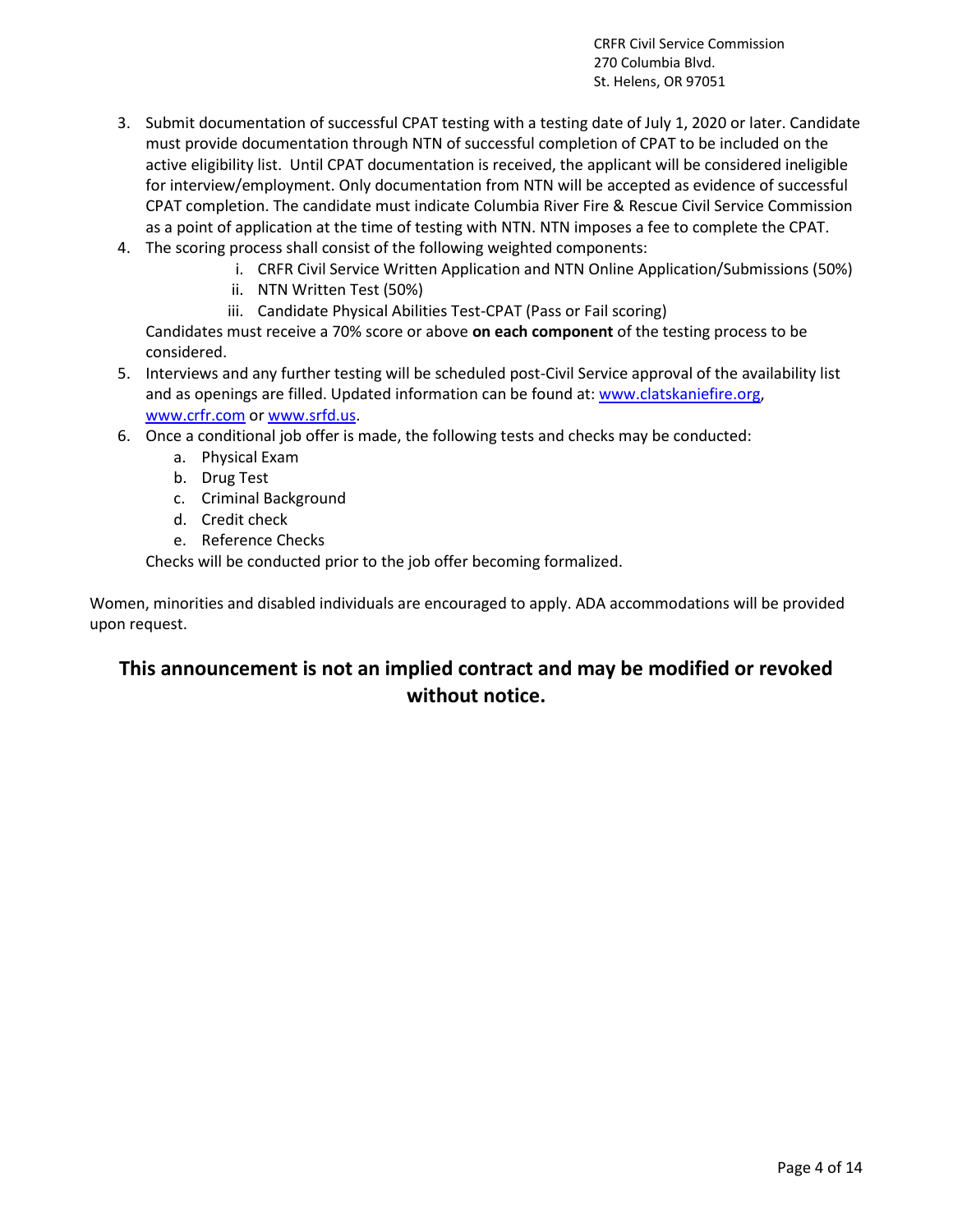CRFR Civil Service Commission
270 Columbia Blvd.
St. Helens, OR 97051

3. Submit documentation of successful CPAT testing with a testing date of July 1, 2020 or later. Candidate must provide documentation through NTN of successful completion of CPAT to be included on the active eligibility list. Until CPAT documentation is received, the applicant will be considered ineligible for interview/employment. Only documentation from NTN will be accepted as evidence of successful CPAT completion. The candidate must indicate Columbia River Fire & Rescue Civil Service Commission as a point of application at the time of testing with NTN. NTN imposes a fee to complete the CPAT.
4. The scoring process shall consist of the following weighted components:
   i. CRFR Civil Service Written Application and NTN Online Application/Submissions (50%)
   ii. NTN Written Test (50%)
   iii. Candidate Physical Abilities Test-CPAT (Pass or Fail scoring)

   Candidates must receive a 70% score or above **on each component** of the testing process to be considered.
5. Interviews and any further testing will be scheduled post-Civil Service approval of the availability list and as openings are filled. Updated information can be found at: [www.clatskaniefire.org](www.clatskaniefire.org), [www.crfr.com](www.crfr.com) or [www.srfd.us](www.srfd.us).
6. Once a conditional job offer is made, the following tests and checks may be conducted:
   a. Physical Exam
   b. Drug Test
   c. Criminal Background
   d. Credit check
   e. Reference Checks

   Checks will be conducted prior to the job offer becoming formalized.

Women, minorities and disabled individuals are encouraged to apply. ADA accommodations will be provided upon request.

## This announcement is not an implied contract and may be modified or revoked without notice.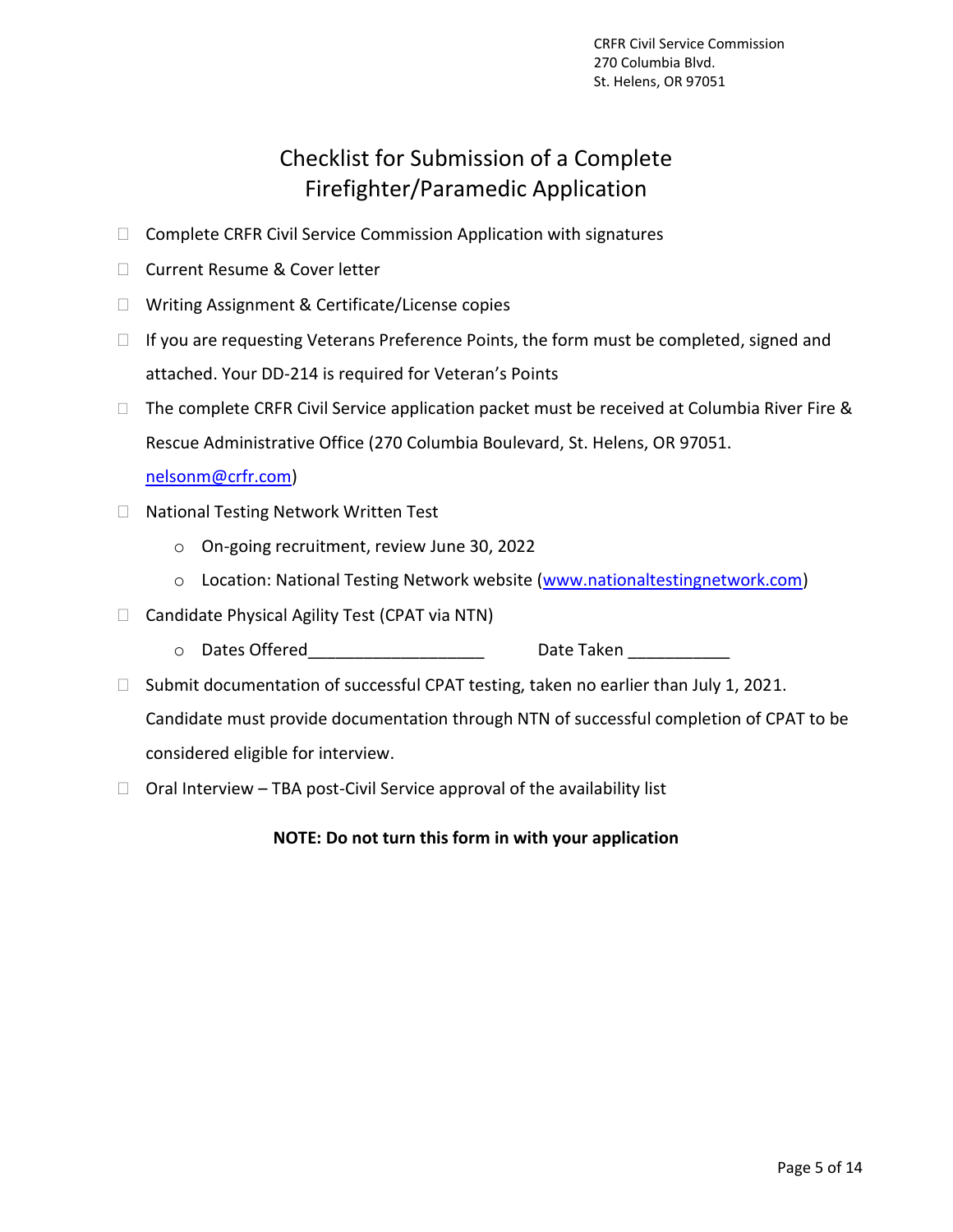CRFR Civil Service Commission
270 Columbia Blvd.
St. Helens, OR 97051

# Checklist for Submission of a Complete Firefighter/Paramedic Application

- ☐ Complete CRFR Civil Service Commission Application with signatures
- ☐ Current Resume & Cover letter
- ☐ Writing Assignment & Certificate/License copies
- ☐ If you are requesting Veterans Preference Points, the form must be completed, signed and attached. Your DD-214 is required for Veteran's Points
- ☐ The complete CRFR Civil Service application packet must be received at Columbia River Fire & Rescue Administrative Office (270 Columbia Boulevard, St. Helens, OR 97051. nelsonm@crfr.com)
- ☐ National Testing Network Written Test
  - On-going recruitment, review June 30, 2022
  - Location: National Testing Network website (www.nationaltestingnetwork.com)
- ☐ Candidate Physical Agility Test (CPAT via NTN)
  - Dates Offered___________________ Date Taken ___________
- ☐ Submit documentation of successful CPAT testing, taken no earlier than July 1, 2021. Candidate must provide documentation through NTN of successful completion of CPAT to be considered eligible for interview.
- ☐ Oral Interview – TBA post-Civil Service approval of the availability list

**NOTE: Do not turn this form in with your application**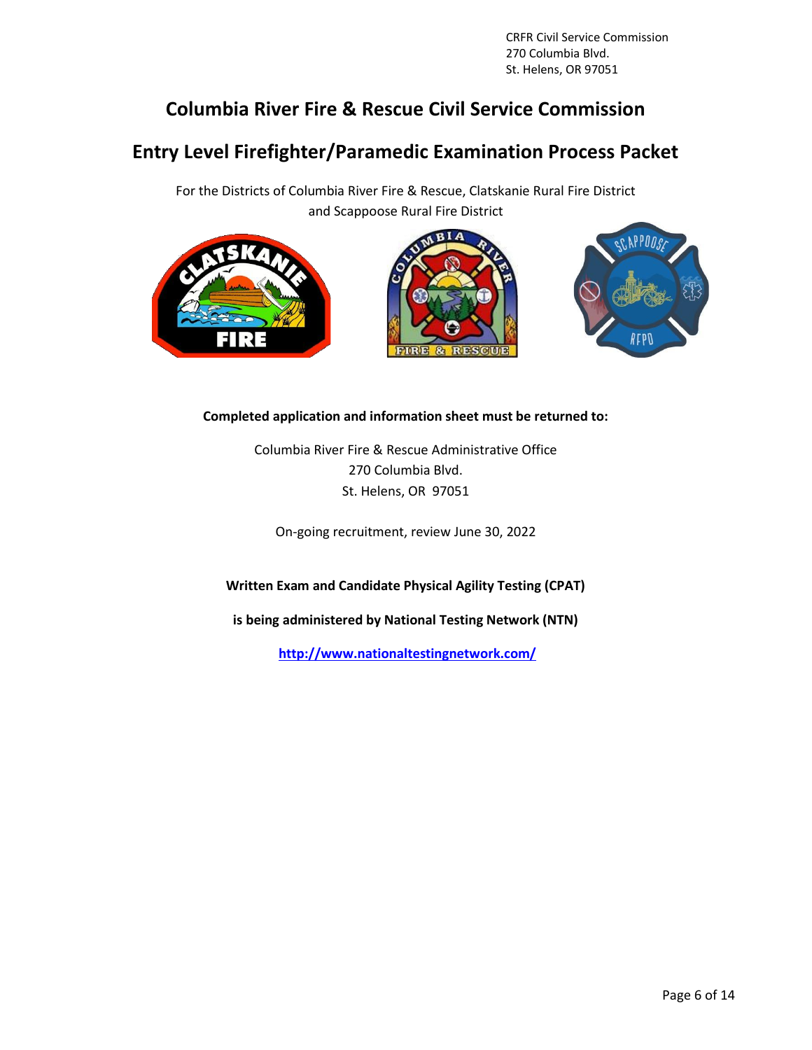CRFR Civil Service Commission
270 Columbia Blvd.
St. Helens, OR 97051

# Columbia River Fire & Rescue Civil Service Commission

# Entry Level Firefighter/Paramedic Examination Process Packet

For the Districts of Columbia River Fire & Rescue, Clatskanie Rural Fire District and Scappoose Rural Fire District

**Completed application and information sheet must be returned to:**

Columbia River Fire & Rescue Administrative Office
270 Columbia Blvd.
St. Helens, OR 97051

On-going recruitment, review June 30, 2022

**Written Exam and Candidate Physical Agility Testing (CPAT)**

**is being administered by National Testing Network (NTN)**

**http://www.nationaltestingnetwork.com/**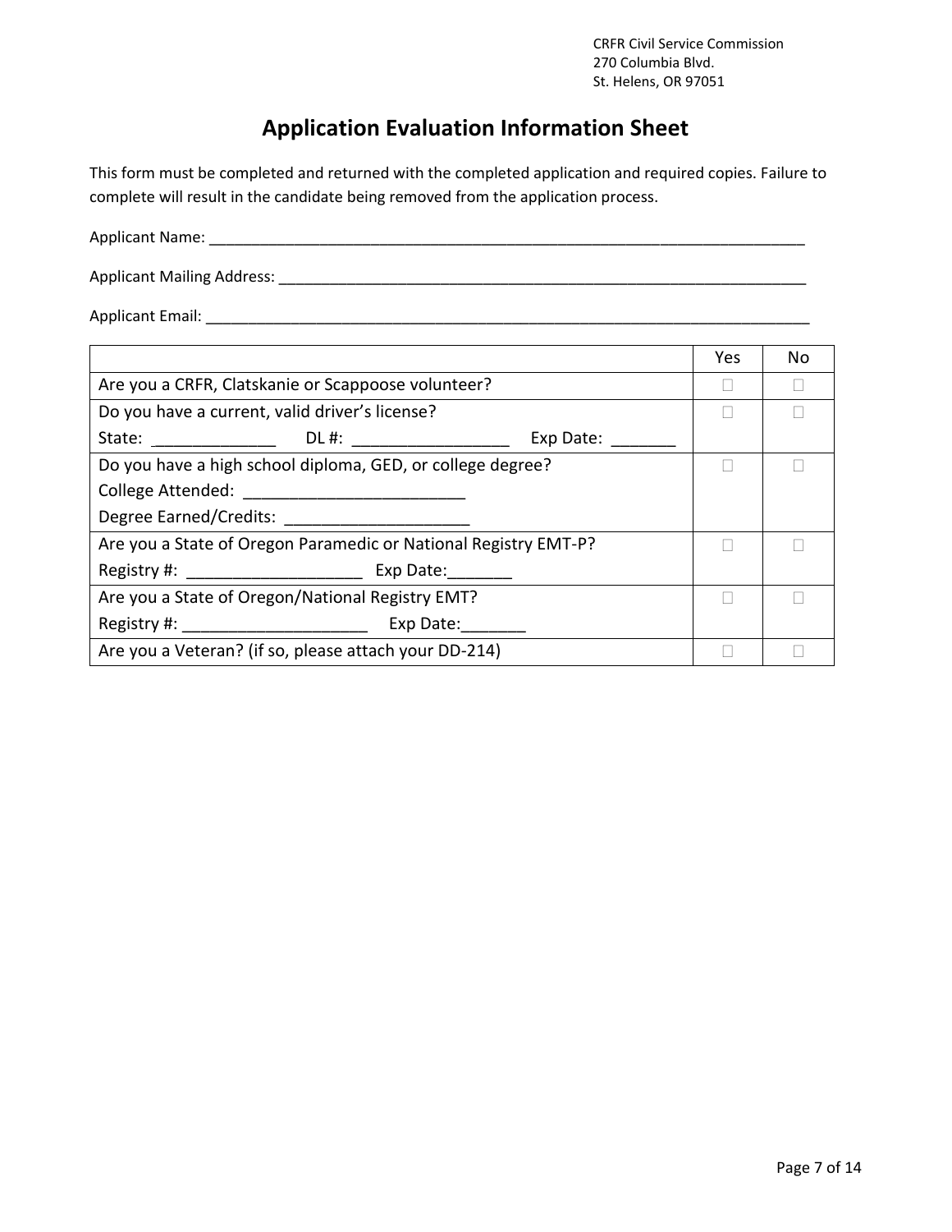CRFR Civil Service Commission
270 Columbia Blvd.
St. Helens, OR 97051

# Application Evaluation Information Sheet

This form must be completed and returned with the completed application and required copies. Failure to complete will result in the candidate being removed from the application process.

Applicant Name: ___________________________________________________________________________

Applicant Mailing Address: _________________________________________________________________

Applicant Email: ____________________________________________________________________________

| | Yes | No |
|---|---|---|
| Are you a CRFR, Clatskanie or Scappoose volunteer? | ☐ | ☐ |
| Do you have a current, valid driver's license?<br>State: _____________ DL #: _________________ Exp Date: _______ | ☐ | ☐ |
| Do you have a high school diploma, GED, or college degree?<br>College Attended: ________________________<br>Degree Earned/Credits: ____________________ | ☐ | ☐ |
| Are you a State of Oregon Paramedic or National Registry EMT-P?<br>Registry #: ___________________ Exp Date:_______ | ☐ | ☐ |
| Are you a State of Oregon/National Registry EMT?<br>Registry #: ____________________ Exp Date:_______ | ☐ | ☐ |
| Are you a Veteran? (if so, please attach your DD-214) | ☐ | ☐ |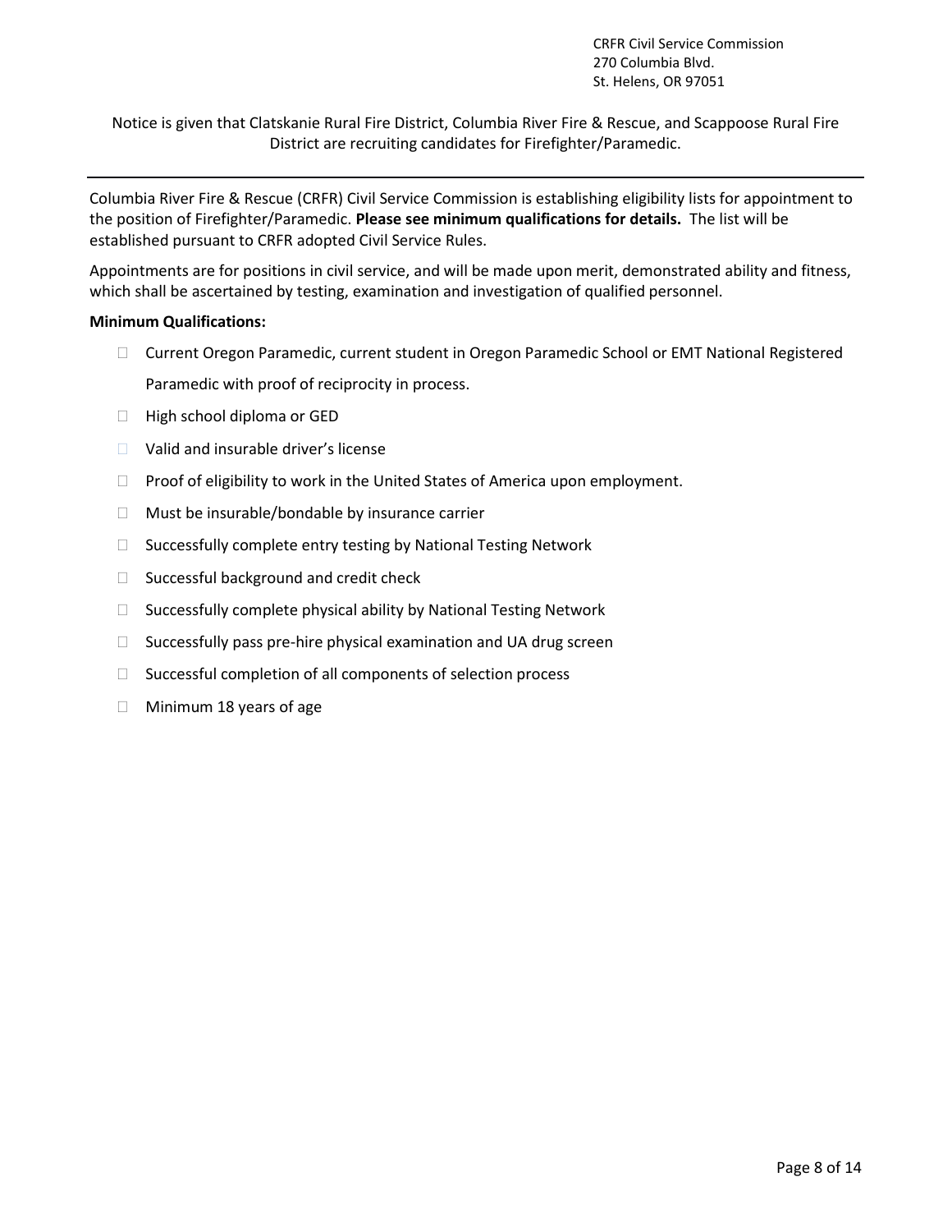CRFR Civil Service Commission
270 Columbia Blvd.
St. Helens, OR 97051

Notice is given that Clatskanie Rural Fire District, Columbia River Fire & Rescue, and Scappoose Rural Fire District are recruiting candidates for Firefighter/Paramedic.

---

Columbia River Fire & Rescue (CRFR) Civil Service Commission is establishing eligibility lists for appointment to the position of Firefighter/Paramedic. **Please see minimum qualifications for details.** The list will be established pursuant to CRFR adopted Civil Service Rules.

Appointments are for positions in civil service, and will be made upon merit, demonstrated ability and fitness, which shall be ascertained by testing, examination and investigation of qualified personnel.

**Minimum Qualifications:**

- Current Oregon Paramedic, current student in Oregon Paramedic School or EMT National Registered Paramedic with proof of reciprocity in process.
- High school diploma or GED
- Valid and insurable driver's license
- Proof of eligibility to work in the United States of America upon employment.
- Must be insurable/bondable by insurance carrier
- Successfully complete entry testing by National Testing Network
- Successful background and credit check
- Successfully complete physical ability by National Testing Network
- Successfully pass pre-hire physical examination and UA drug screen
- Successful completion of all components of selection process
- Minimum 18 years of age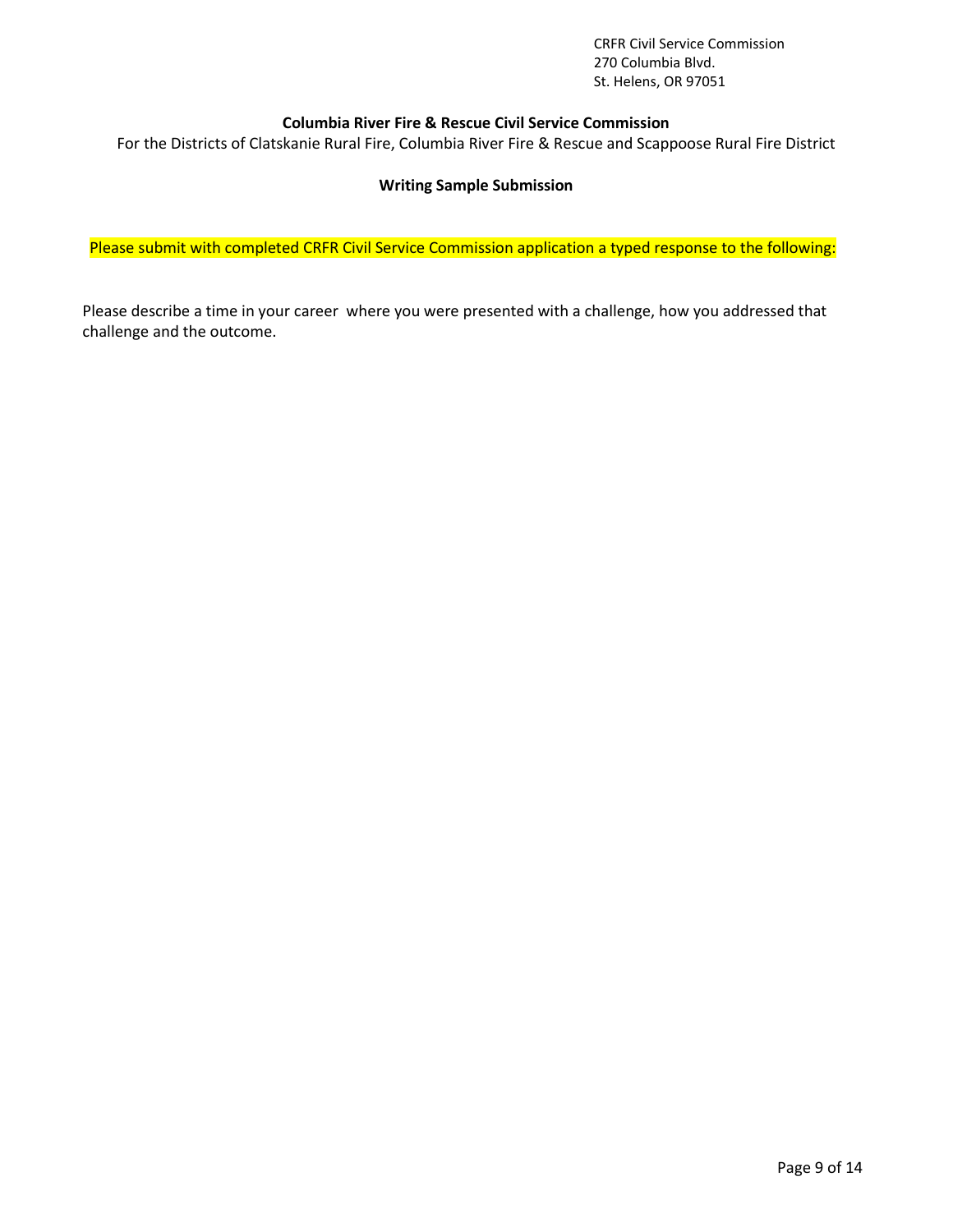CRFR Civil Service Commission
270 Columbia Blvd.
St. Helens, OR 97051

**Columbia River Fire & Rescue Civil Service Commission**

For the Districts of Clatskanie Rural Fire, Columbia River Fire & Rescue and Scappoose Rural Fire District

**Writing Sample Submission**

Please submit with completed CRFR Civil Service Commission application a typed response to the following:

Please describe a time in your career where you were presented with a challenge, how you addressed that challenge and the outcome.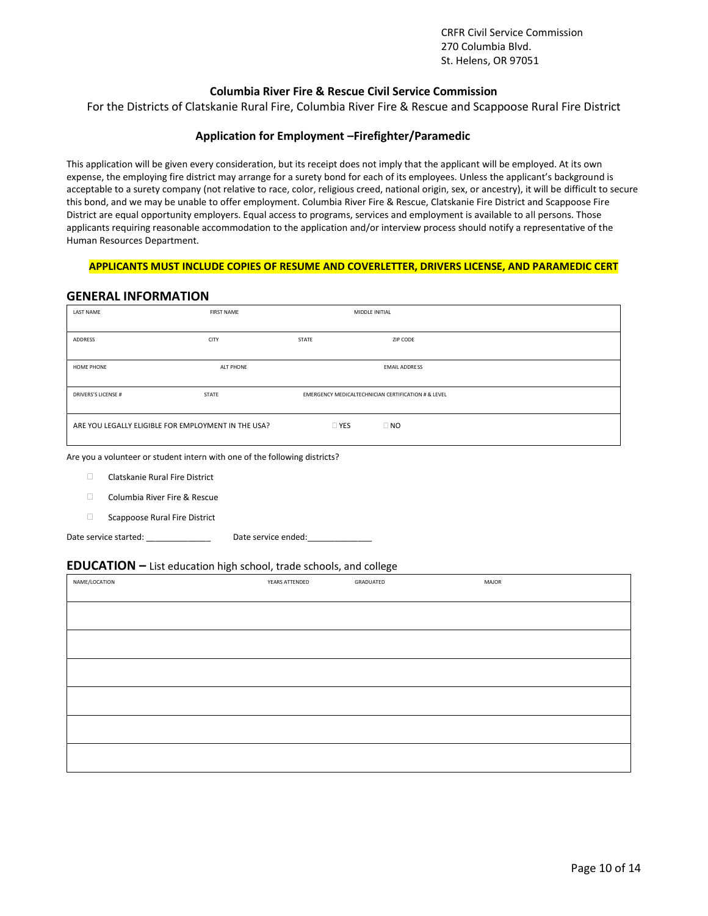CRFR Civil Service Commission
270 Columbia Blvd.
St. Helens, OR 97051

**Columbia River Fire & Rescue Civil Service Commission**

For the Districts of Clatskanie Rural Fire, Columbia River Fire & Rescue and Scappoose Rural Fire District

**Application for Employment –Firefighter/Paramedic**

This application will be given every consideration, but its receipt does not imply that the applicant will be employed. At its own expense, the employing fire district may arrange for a surety bond for each of its employees. Unless the applicant's background is acceptable to a surety company (not relative to race, color, religious creed, national origin, sex, or ancestry), it will be difficult to secure this bond, and we may be unable to offer employment. Columbia River Fire & Rescue, Clatskanie Fire District and Scappoose Fire District are equal opportunity employers. Equal access to programs, services and employment is available to all persons. Those applicants requiring reasonable accommodation to the application and/or interview process should notify a representative of the Human Resources Department.

**APPLICANTS MUST INCLUDE COPIES OF RESUME AND COVERLETTER, DRIVERS LICENSE, AND PARAMEDIC CERT**

## GENERAL INFORMATION

| LAST NAME | FIRST NAME | MIDDLE INITIAL | |
|---|---|---|---|
| ADDRESS | CITY | STATE | ZIP CODE |
| HOME PHONE | ALT PHONE | EMAIL ADDRESS | |
| DRIVERS'S LICENSE # | STATE | EMERGENCY MEDICALTECHNICIAN CERTIFICATION # & LEVEL | |
| ARE YOU LEGALLY ELIGIBLE FOR EMPLOYMENT IN THE USA? | ☐ YES | ☐ NO | |

Are you a volunteer or student intern with one of the following districts?

- ☐ Clatskanie Rural Fire District
- ☐ Columbia River Fire & Rescue
- ☐ Scappoose Rural Fire District

Date service started: ______________ Date service ended:______________

## EDUCATION – List education high school, trade schools, and college

| NAME/LOCATION | YEARS ATTENDED | GRADUATED | MAJOR |
|---|---|---|---|
| | | | |
| | | | |
| | | | |
| | | | |
| | | | |
| | | | |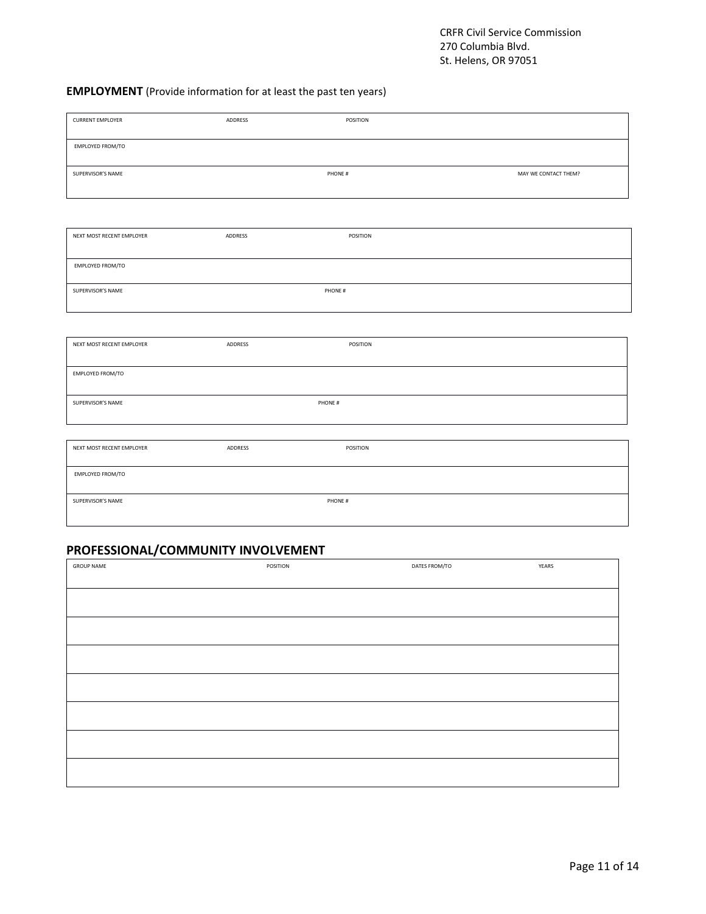CRFR Civil Service Commission
270 Columbia Blvd.
St. Helens, OR 97051

**EMPLOYMENT** (Provide information for at least the past ten years)

| CURRENT EMPLOYER | ADDRESS | POSITION | |
|---|---|---|---|
| EMPLOYED FROM/TO | | | |
| SUPERVISOR'S NAME | | PHONE # | MAY WE CONTACT THEM? |

| NEXT MOST RECENT EMPLOYER | ADDRESS | POSITION |
|---|---|---|
| EMPLOYED FROM/TO | | |
| SUPERVISOR'S NAME | | PHONE # |

| NEXT MOST RECENT EMPLOYER | ADDRESS | POSITION |
|---|---|---|
| EMPLOYED FROM/TO | | |
| SUPERVISOR'S NAME | | PHONE # |

| NEXT MOST RECENT EMPLOYER | ADDRESS | POSITION |
|---|---|---|
| EMPLOYED FROM/TO | | |
| SUPERVISOR'S NAME | | PHONE # |

## PROFESSIONAL/COMMUNITY INVOLVEMENT

| GROUP NAME | POSITION | DATES FROM/TO | YEARS |
|---|---|---|---|
| | | | |
| | | | |
| | | | |
| | | | |
| | | | |
| | | | |
| | | | |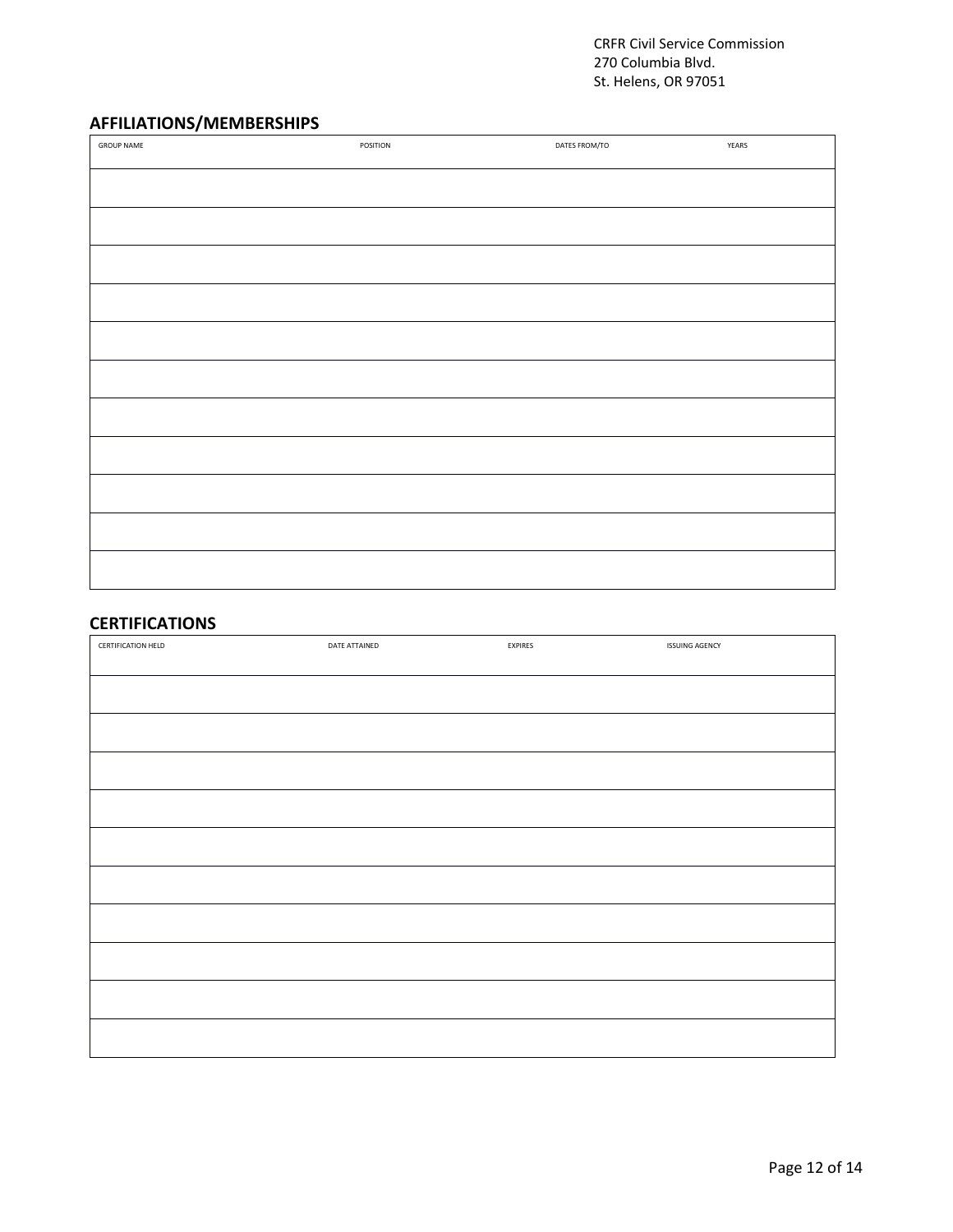CRFR Civil Service Commission
270 Columbia Blvd.
St. Helens, OR 97051

## AFFILIATIONS/MEMBERSHIPS

| GROUP NAME | POSITION | DATES FROM/TO | YEARS |
|---|---|---|---|
| | | | |
| | | | |
| | | | |
| | | | |
| | | | |
| | | | |
| | | | |
| | | | |
| | | | |
| | | | |
| | | | |

## CERTIFICATIONS

| CERTIFICATION HELD | DATE ATTAINED | EXPIRES | ISSUING AGENCY |
|---|---|---|---|
| | | | |
| | | | |
| | | | |
| | | | |
| | | | |
| | | | |
| | | | |
| | | | |
| | | | |
| | | | |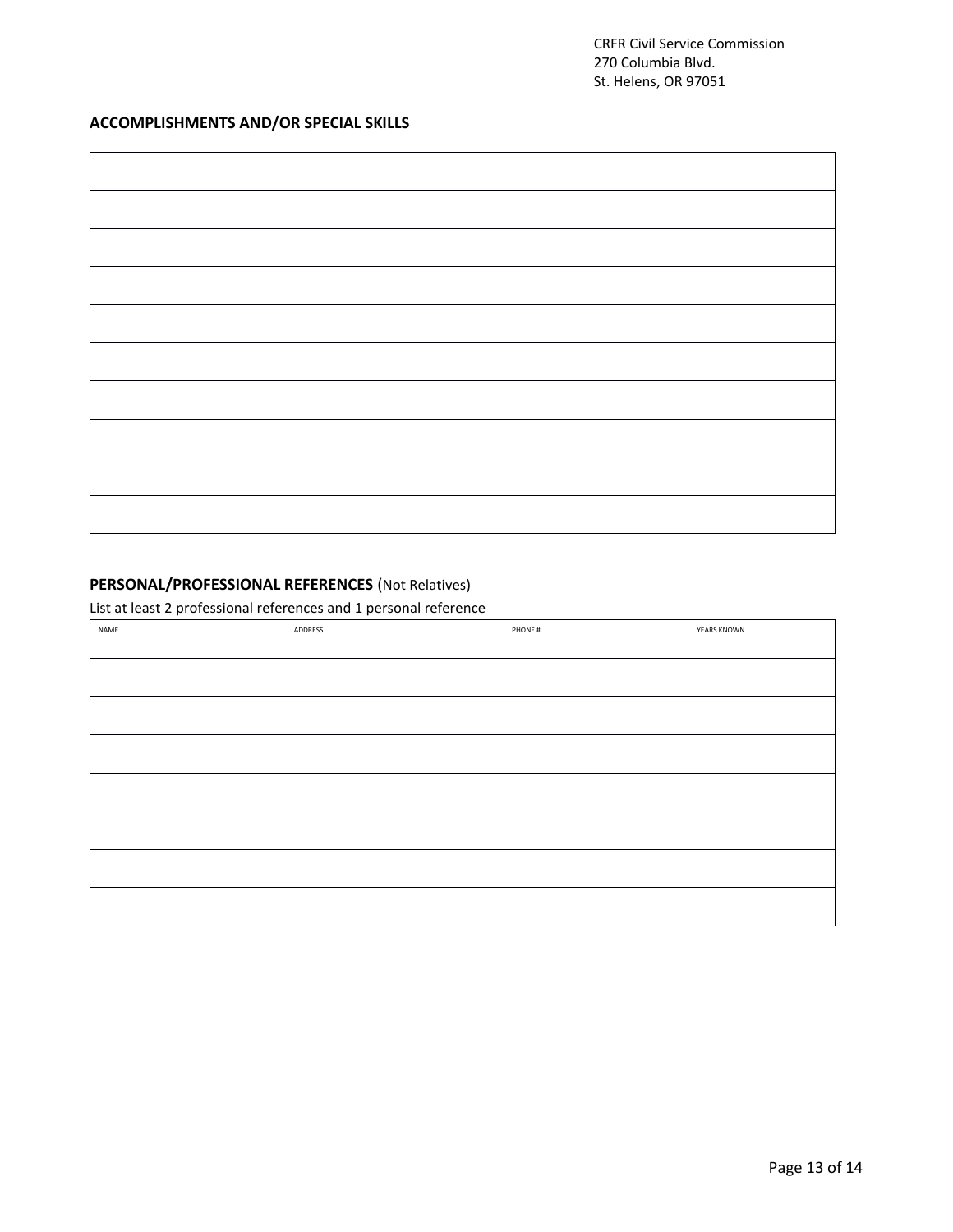CRFR Civil Service Commission
270 Columbia Blvd.
St. Helens, OR 97051

**ACCOMPLISHMENTS AND/OR SPECIAL SKILLS**

| |
|---|
| |
| |
| |
| |
| |
| |
| |
| |
| |
| |

**PERSONAL/PROFESSIONAL REFERENCES** (Not Relatives)

List at least 2 professional references and 1 personal reference

| NAME | ADDRESS | PHONE # | YEARS KNOWN |
|---|---|---|---|
| | | | |
| | | | |
| | | | |
| | | | |
| | | | |
| | | | |
| | | | |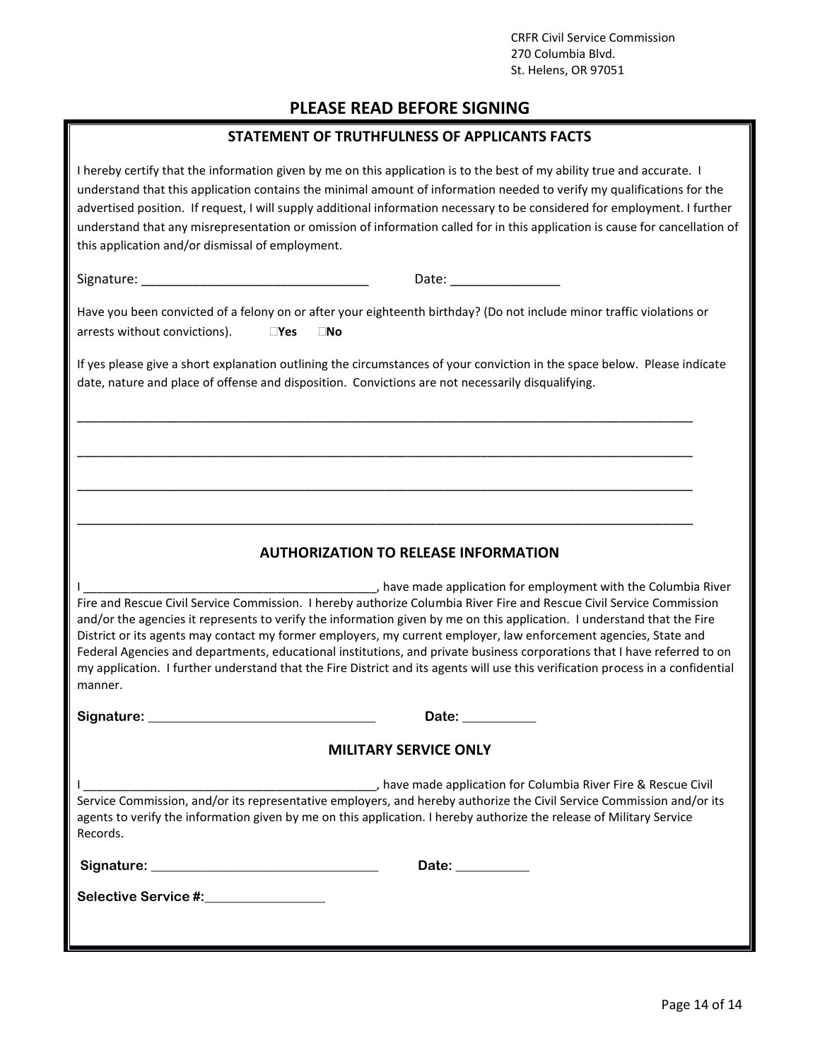CRFR Civil Service Commission
270 Columbia Blvd.
St. Helens, OR 97051

## PLEASE READ BEFORE SIGNING

### STATEMENT OF TRUTHFULNESS OF APPLICANTS FACTS

I hereby certify that the information given by me on this application is to the best of my ability true and accurate. I understand that this application contains the minimal amount of information needed to verify my qualifications for the advertised position. If request, I will supply additional information necessary to be considered for employment. I further understand that any misrepresentation or omission of information called for in this application is cause for cancellation of this application and/or dismissal of employment.

Signature: _______________________________ Date: _______________

Have you been convicted of a felony on or after your eighteenth birthday? (Do not include minor traffic violations or arrests without convictions). ☐**Yes** ☐**No**

If yes please give a short explanation outlining the circumstances of your conviction in the space below. Please indicate date, nature and place of offense and disposition. Convictions are not necessarily disqualifying.

___________________________________________________________________________________________

___________________________________________________________________________________________

___________________________________________________________________________________________

___________________________________________________________________________________________

### AUTHORIZATION TO RELEASE INFORMATION

I ____________________________________________, have made application for employment with the Columbia River Fire and Rescue Civil Service Commission. I hereby authorize Columbia River Fire and Rescue Civil Service Commission and/or the agencies it represents to verify the information given by me on this application. I understand that the Fire District or its agents may contact my former employers, my current employer, law enforcement agencies, State and Federal Agencies and departments, educational institutions, and private business corporations that I have referred to on my application. I further understand that the Fire District and its agents will use this verification process in a confidential manner.

**Signature:** _______________________________ **Date:** __________

### MILITARY SERVICE ONLY

I ____________________________________________, have made application for Columbia River Fire & Rescue Civil Service Commission, and/or its representative employers, and hereby authorize the Civil Service Commission and/or its agents to verify the information given by me on this application. I hereby authorize the release of Military Service Records.

**Signature:** _______________________________ **Date:** __________

**Selective Service #:**________________